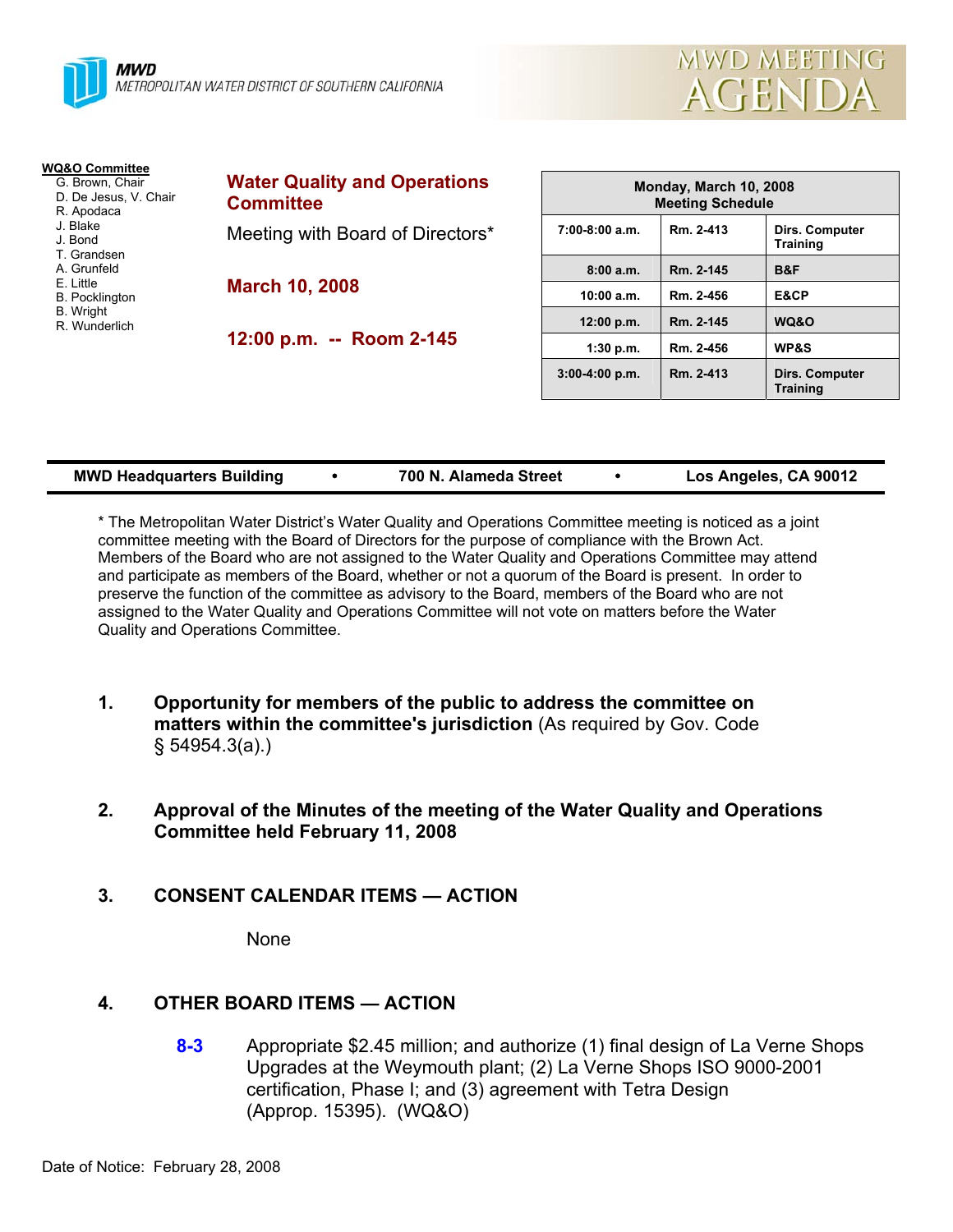**MWD**
METROPOLITAN WATER DISTRICT OF SOUTHERN CALIFORNIA

# MWD MEETING AGENDA

**WQ&O Committee**
- G. Brown, Chair
- D. De Jesus, V. Chair
- R. Apodaca
- J. Blake
- J. Bond
- T. Grandsen
- A. Grunfeld
- E. Little
- B. Pocklington
- B. Wright
- R. Wunderlich

## Water Quality and Operations Committee

Meeting with Board of Directors*

**March 10, 2008**

**12:00 p.m. -- Room 2-145**

| Monday, March 10, 2008 Meeting Schedule | | |
|---|---|---|
| 7:00-8:00 a.m. | Rm. 2-413 | Dirs. Computer Training |
| 8:00 a.m. | Rm. 2-145 | B&F |
| 10:00 a.m. | Rm. 2-456 | E&CP |
| 12:00 p.m. | Rm. 2-145 | WQ&O |
| 1:30 p.m. | Rm. 2-456 | WP&S |
| 3:00-4:00 p.m. | Rm. 2-413 | Dirs. Computer Training |

**MWD Headquarters Building • 700 N. Alameda Street • Los Angeles, CA 90012**

* The Metropolitan Water District's Water Quality and Operations Committee meeting is noticed as a joint committee meeting with the Board of Directors for the purpose of compliance with the Brown Act. Members of the Board who are not assigned to the Water Quality and Operations Committee may attend and participate as members of the Board, whether or not a quorum of the Board is present. In order to preserve the function of the committee as advisory to the Board, members of the Board who are not assigned to the Water Quality and Operations Committee will not vote on matters before the Water Quality and Operations Committee.

1. **Opportunity for members of the public to address the committee on matters within the committee's jurisdiction** (As required by Gov. Code § 54954.3(a).)

2. **Approval of the Minutes of the meeting of the Water Quality and Operations Committee held February 11, 2008**

3. **CONSENT CALENDAR ITEMS — ACTION**

   None

4. **OTHER BOARD ITEMS — ACTION**

   **8-3** Appropriate $2.45 million; and authorize (1) final design of La Verne Shops Upgrades at the Weymouth plant; (2) La Verne Shops ISO 9000-2001 certification, Phase I; and (3) agreement with Tetra Design (Approp. 15395). (WQ&O)

Date of Notice: February 28, 2008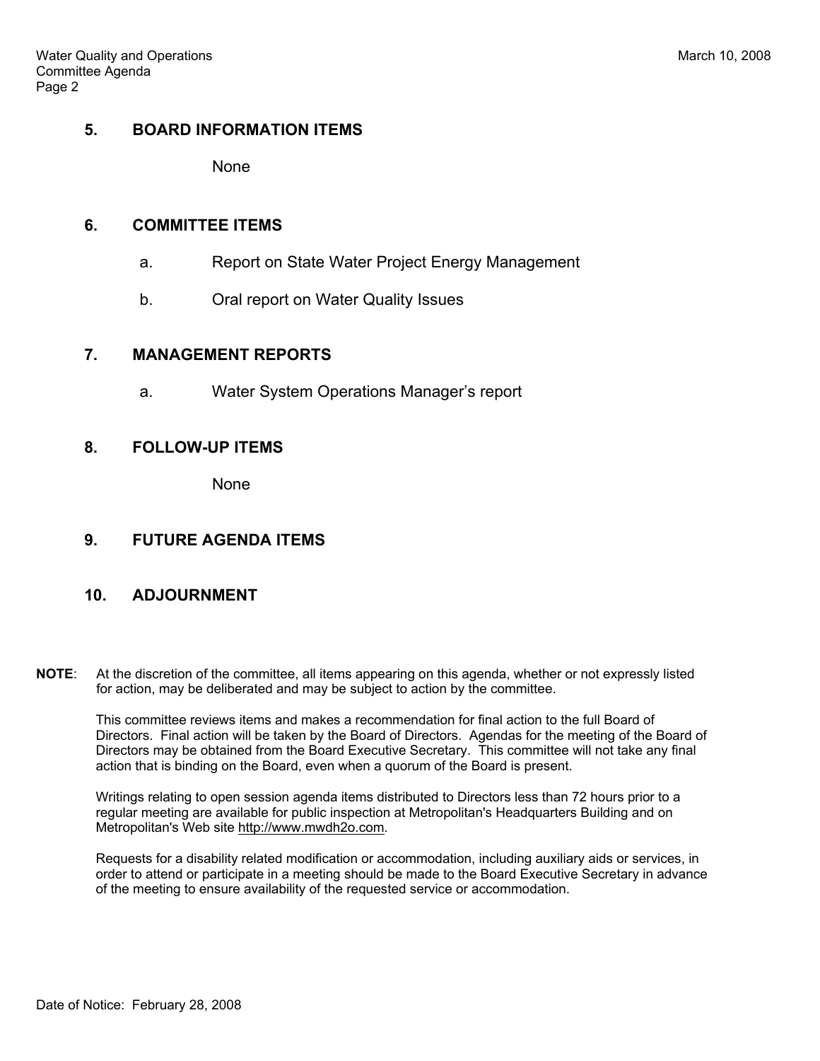## 5. BOARD INFORMATION ITEMS

None

## 6. COMMITTEE ITEMS

a. Report on State Water Project Energy Management

b. Oral report on Water Quality Issues

## 7. MANAGEMENT REPORTS

a. Water System Operations Manager's report

## 8. FOLLOW-UP ITEMS

None

## 9. FUTURE AGENDA ITEMS

## 10. ADJOURNMENT

**NOTE**: At the discretion of the committee, all items appearing on this agenda, whether or not expressly listed for action, may be deliberated and may be subject to action by the committee.

This committee reviews items and makes a recommendation for final action to the full Board of Directors. Final action will be taken by the Board of Directors. Agendas for the meeting of the Board of Directors may be obtained from the Board Executive Secretary. This committee will not take any final action that is binding on the Board, even when a quorum of the Board is present.

Writings relating to open session agenda items distributed to Directors less than 72 hours prior to a regular meeting are available for public inspection at Metropolitan's Headquarters Building and on Metropolitan's Web site http://www.mwdh2o.com.

Requests for a disability related modification or accommodation, including auxiliary aids or services, in order to attend or participate in a meeting should be made to the Board Executive Secretary in advance of the meeting to ensure availability of the requested service or accommodation.

Date of Notice: February 28, 2008